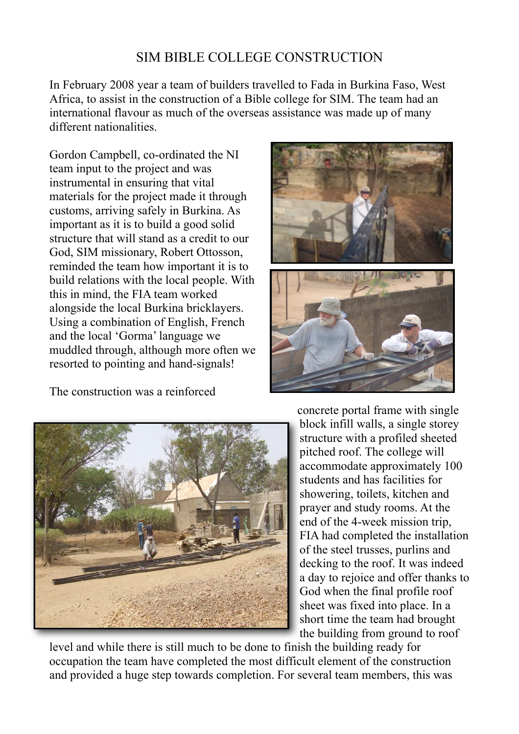# SIM BIBLE COLLEGE CONSTRUCTION

In February 2008 year a team of builders travelled to Fada in Burkina Faso, West Africa, to assist in the construction of a Bible college for SIM. The team had an international flavour as much of the overseas assistance was made up of many different nationalities.

Gordon Campbell, co-ordinated the NI team input to the project and was instrumental in ensuring that vital materials for the project made it through customs, arriving safely in Burkina. As important as it is to build a good solid structure that will stand as a credit to our God, SIM missionary, Robert Ottosson, reminded the team how important it is to build relations with the local people. With this in mind, the FIA team worked alongside the local Burkina bricklayers. Using a combination of English, French and the local 'Gorma' language we muddled through, although more often we resorted to pointing and hand-signals!

The construction was a reinforced concrete portal frame with single block infill walls, a single storey structure with a profiled sheeted pitched roof. The college will accommodate approximately 100 students and has facilities for showering, toilets, kitchen and prayer and study rooms. At the end of the 4-week mission trip, FIA had completed the installation of the steel trusses, purlins and decking to the roof. It was indeed a day to rejoice and offer thanks to God when the final profile roof sheet was fixed into place. In a short time the team had brought the building from ground to roof level and while there is still much to be done to finish the building ready for occupation the team have completed the most difficult element of the construction and provided a huge step towards completion. For several team members, this was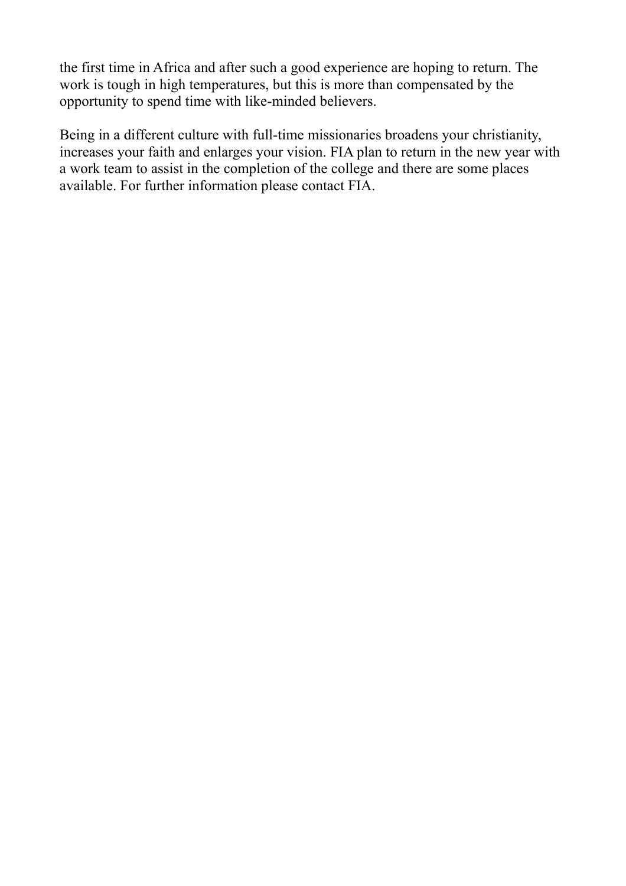the first time in Africa and after such a good experience are hoping to return. The work is tough in high temperatures, but this is more than compensated by the opportunity to spend time with like-minded believers.

Being in a different culture with full-time missionaries broadens your christianity, increases your faith and enlarges your vision. FIA plan to return in the new year with a work team to assist in the completion of the college and there are some places available. For further information please contact FIA.